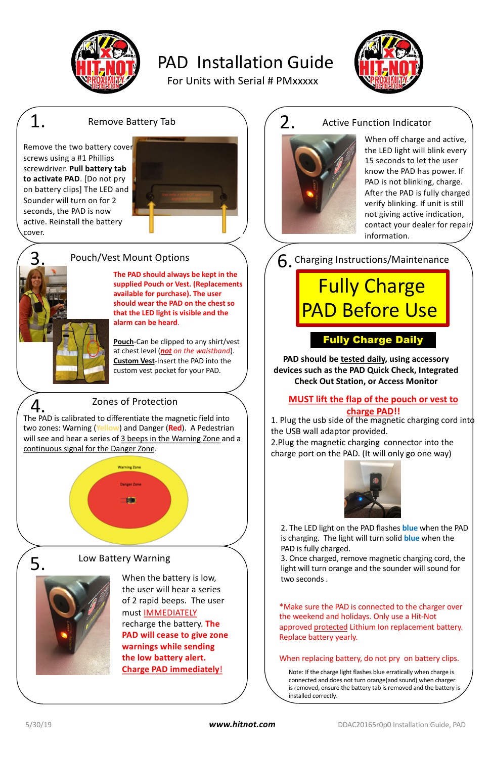# PAD Installation Guide

For Units with Serial # PMxxxxx

## 1. Remove Battery Tab

Remove the two battery cover screws using a #1 Phillips screwdriver. **Pull battery tab to activate PAD**. [Do not pry on battery clips] The LED and Sounder will turn on for 2 seconds, the PAD is now active. Reinstall the battery cover.

## 2. Active Function Indicator

When off charge and active, the LED light will blink every 15 seconds to let the user know the PAD has power. If PAD is not blinking, charge. After the PAD is fully charged verify blinking. If unit is still not giving active indication, contact your dealer for repair information.

## 3. Pouch/Vest Mount Options

**The PAD should always be kept in the supplied Pouch or Vest. (Replacements available for purchase). The user should wear the PAD on the chest so that the LED light is visible and the alarm can be heard.**

**Pouch**-Can be clipped to any shirt/vest at chest level (***not*** *on the waistband*).

**Custom Vest**-Insert the PAD into the custom vest pocket for your PAD.

## 4. Zones of Protection

The PAD is calibrated to differentiate the magnetic field into two zones: Warning (Yellow) and Danger (**Red**). A Pedestrian will see and hear a series of 3 beeps in the Warning Zone and a continuous signal for the Danger Zone.

Warning Zone

Danger Zone

## 5. Low Battery Warning

When the battery is low, the user will hear a series of 2 rapid beeps. The user must IMMEDIATELY recharge the battery. **The PAD will cease to give zone warnings while sending the low battery alert. Charge PAD immediately!**

## 6. Charging Instructions/Maintenance

# Fully Charge PAD Before Use

**Fully Charge Daily**

**PAD should be tested daily, using accessory devices such as the PAD Quick Check, Integrated Check Out Station, or Access Monitor**

**MUST lift the flap of the pouch or vest to charge PAD!!**

1. Plug the usb side of the magnetic charging cord into the USB wall adaptor provided.
2. Plug the magnetic charging connector into the charge port on the PAD. (It will only go one way)

2. The LED light on the PAD flashes **blue** when the PAD is charging. The light will turn solid **blue** when the PAD is fully charged.
3. Once charged, remove magnetic charging cord, the light will turn orange and the sounder will sound for two seconds .

*Make sure the PAD is connected to the charger over the weekend and holidays. Only use a Hit-Not approved protected Lithium Ion replacement battery. Replace battery yearly.

When replacing battery, do not pry on battery clips.

Note: If the charge light flashes blue erratically when charge is connected and does not turn orange(and sound) when charger is removed, ensure the battery tab is removed and the battery is installed correctly.

5/30/19 **www.hitnot.com** DDAC20165r0p0 Installation Guide, PAD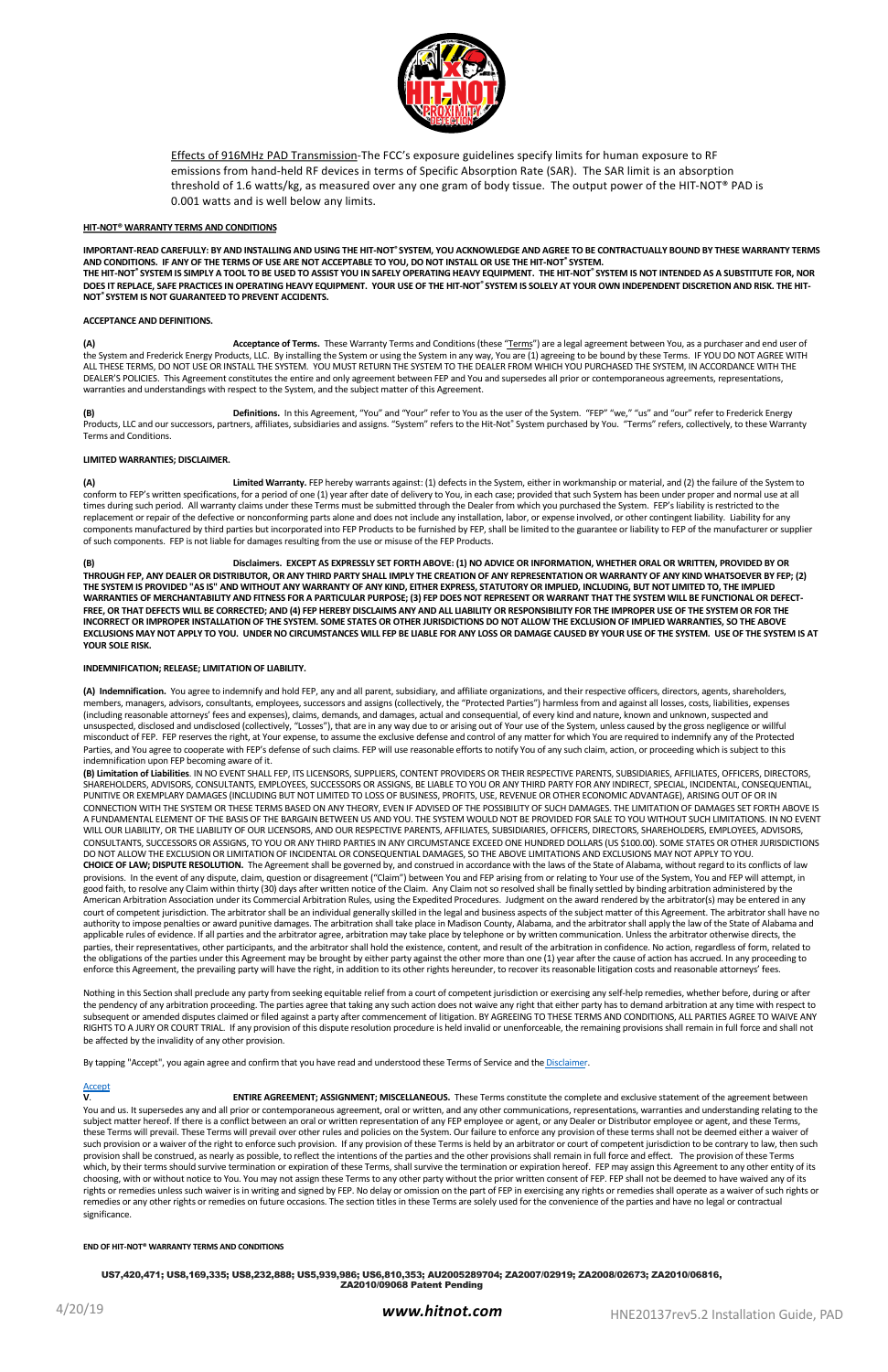Effects of 916MHz PAD Transmission-The FCC's exposure guidelines specify limits for human exposure to RF emissions from hand-held RF devices in terms of Specific Absorption Rate (SAR). The SAR limit is an absorption threshold of 1.6 watts/kg, as measured over any one gram of body tissue. The output power of the HIT-NOT® PAD is 0.001 watts and is well below any limits.

**HIT-NOT® WARRANTY TERMS AND CONDITIONS**

**IMPORTANT-READ CAREFULLY: BY AND INSTALLING AND USING THE HIT-NOT® SYSTEM, YOU ACKNOWLEDGE AND AGREE TO BE CONTRACTUALLY BOUND BY THESE WARRANTY TERMS AND CONDITIONS. IF ANY OF THE TERMS OF USE ARE NOT ACCEPTABLE TO YOU, DO NOT INSTALL OR USE THE HIT-NOT® SYSTEM.**
**THE HIT-NOT® SYSTEM IS SIMPLY A TOOL TO BE USED TO ASSIST YOU IN SAFELY OPERATING HEAVY EQUIPMENT. THE HIT-NOT® SYSTEM IS NOT INTENDED AS A SUBSTITUTE FOR, NOR DOES IT REPLACE, SAFE PRACTICES IN OPERATING HEAVY EQUIPMENT. YOUR USE OF THE HIT-NOT® SYSTEM IS SOLELY AT YOUR OWN INDEPENDENT DISCRETION AND RISK. THE HIT-NOT® SYSTEM IS NOT GUARANTEED TO PREVENT ACCIDENTS.**

**ACCEPTANCE AND DEFINITIONS.**

**(A)** **Acceptance of Terms.** These Warranty Terms and Conditions (these "Terms") are a legal agreement between You, as a purchaser and end user of the System and Frederick Energy Products, LLC. By installing the System or using the System in any way, You are (1) agreeing to be bound by these Terms. IF YOU DO NOT AGREE WITH ALL THESE TERMS, DO NOT USE OR INSTALL THE SYSTEM. YOU MUST RETURN THE SYSTEM TO THE DEALER FROM WHICH YOU PURCHASED THE SYSTEM, IN ACCORDANCE WITH THE DEALER'S POLICIES. This Agreement constitutes the entire and only agreement between FEP and You and supersedes all prior or contemporaneous agreements, representations, warranties and understandings with respect to the System, and the subject matter of this Agreement.

**(B)** **Definitions.** In this Agreement, "You" and "Your" refer to You as the user of the System. "FEP" "we," "us" and "our" refer to Frederick Energy Products, LLC and our successors, partners, affiliates, subsidiaries and assigns. "System" refers to the Hit-Not® System purchased by You. "Terms" refers, collectively, to these Warranty Terms and Conditions.

**LIMITED WARRANTIES; DISCLAIMER.**

**(A)** **Limited Warranty.** FEP hereby warrants against: (1) defects in the System, either in workmanship or material, and (2) the failure of the System to conform to FEP's written specifications, for a period of one (1) year after date of delivery to You, in each case; provided that such System has been under proper and normal use at all times during such period. All warranty claims under these Terms must be submitted through the Dealer from which you purchased the System. FEP's liability is restricted to the replacement or repair of the defective or nonconforming parts alone and does not include any installation, labor, or expense involved, or other contingent liability. Liability for any components manufactured by third parties but incorporated into FEP Products to be furnished by FEP, shall be limited to the guarantee or liability to FEP of the manufacturer or supplier of such components. FEP is not liable for damages resulting from the use or misuse of the FEP Products.

**(B)** **Disclaimers. EXCEPT AS EXPRESSLY SET FORTH ABOVE: (1) NO ADVICE OR INFORMATION, WHETHER ORAL OR WRITTEN, PROVIDED BY OR THROUGH FEP, ANY DEALER OR DISTRIBUTOR, OR ANY THIRD PARTY SHALL IMPLY THE CREATION OF ANY REPRESENTATION OR WARRANTY OF ANY KIND WHATSOEVER BY FEP; (2) THE SYSTEM IS PROVIDED "AS IS" AND WITHOUT ANY WARRANTY OF ANY KIND, EITHER EXPRESS, STATUTORY OR IMPLIED, INCLUDING, BUT NOT LIMITED TO, THE IMPLIED WARRANTIES OF MERCHANTABILITY AND FITNESS FOR A PARTICULAR PURPOSE; (3) FEP DOES NOT REPRESENT OR WARRANT THAT THE SYSTEM WILL BE FUNCTIONAL OR DEFECT-FREE, OR THAT DEFECTS WILL BE CORRECTED; AND (4) FEP HEREBY DISCLAIMS ANY AND ALL LIABILITY OR RESPONSIBILITY FOR THE IMPROPER USE OF THE SYSTEM OR FOR THE INCORRECT OR IMPROPER INSTALLATION OF THE SYSTEM. SOME STATES OR OTHER JURISDICTIONS DO NOT ALLOW THE EXCLUSION OF IMPLIED WARRANTIES, SO THE ABOVE EXCLUSIONS MAY NOT APPLY TO YOU. UNDER NO CIRCUMSTANCES WILL FEP BE LIABLE FOR ANY LOSS OR DAMAGE CAUSED BY YOUR USE OF THE SYSTEM. USE OF THE SYSTEM IS AT YOUR SOLE RISK.**

**INDEMNIFICATION; RELEASE; LIMITATION OF LIABILITY.**

**(A) Indemnification.** You agree to indemnify and hold FEP, any and all parent, subsidiary, and affiliate organizations, and their respective officers, directors, agents, shareholders, members, managers, advisors, consultants, employees, successors and assigns (collectively, the "Protected Parties") harmless from and against all losses, costs, liabilities, expenses (including reasonable attorneys' fees and expenses), claims, demands, and damages, actual and consequential, of every kind and nature, known and unknown, suspected and unsuspected, disclosed and undisclosed (collectively, "Losses"), that are in any way due to or arising out of Your use of the System, unless caused by the gross negligence or willful misconduct of FEP. FEP reserves the right, at Your expense, to assume the exclusive defense and control of any matter for which You are required to indemnify any of the Protected Parties, and You agree to cooperate with FEP's defense of such claims. FEP will use reasonable efforts to notify You of any such claim, action, or proceeding which is subject to this indemnification upon FEP becoming aware of it.

**(B) Limitation of Liabilities**. IN NO EVENT SHALL FEP, ITS LICENSORS, SUPPLIERS, CONTENT PROVIDERS OR THEIR RESPECTIVE PARENTS, SUBSIDIARIES, AFFILIATES, OFFICERS, DIRECTORS, SHAREHOLDERS, ADVISORS, CONSULTANTS, EMPLOYEES, SUCCESSORS OR ASSIGNS, BE LIABLE TO YOU OR ANY THIRD PARTY FOR ANY INDIRECT, SPECIAL, INCIDENTAL, CONSEQUENTIAL, PUNITIVE OR EXEMPLARY DAMAGES (INCLUDING BUT NOT LIMITED TO LOSS OF BUSINESS, PROFITS, USE, REVENUE OR OTHER ECONOMIC ADVANTAGE), ARISING OUT OF OR IN CONNECTION WITH THE SYSTEM OR THESE TERMS BASED ON ANY THEORY, EVEN IF ADVISED OF THE POSSIBILITY OF SUCH DAMAGES. THE LIMITATION OF DAMAGES SET FORTH ABOVE IS A FUNDAMENTAL ELEMENT OF THE BASIS OF THE BARGAIN BETWEEN US AND YOU. THE SYSTEM WOULD NOT BE PROVIDED FOR SALE TO YOU WITHOUT SUCH LIMITATIONS. IN NO EVENT WILL OUR LIABILITY, OR THE LIABILITY OF OUR LICENSORS, AND OUR RESPECTIVE PARENTS, AFFILIATES, SUBSIDIARIES, OFFICERS, DIRECTORS, SHAREHOLDERS, EMPLOYEES, ADVISORS, CONSULTANTS, SUCCESSORS OR ASSIGNS, TO YOU OR ANY THIRD PARTIES IN ANY CIRCUMSTANCE EXCEED ONE HUNDRED DOLLARS (US $100.00). SOME STATES OR OTHER JURISDICTIONS DO NOT ALLOW THE EXCLUSION OR LIMITATION OF INCIDENTAL OR CONSEQUENTIAL DAMAGES, SO THE ABOVE LIMITATIONS AND EXCLUSIONS MAY NOT APPLY TO YOU.

**CHOICE OF LAW; DISPUTE RESOLUTION.** The Agreement shall be governed by, and construed in accordance with the laws of the State of Alabama, without regard to its conflicts of law provisions. In the event of any dispute, claim, question or disagreement ("Claim") between You and FEP arising from or relating to Your use of the System, You and FEP will attempt, in good faith, to resolve any Claim within thirty (30) days after written notice of the Claim. Any Claim not so resolved shall be finally settled by binding arbitration administered by the American Arbitration Association under its Commercial Arbitration Rules, using the Expedited Procedures. Judgment on the award rendered by the arbitrator(s) may be entered in any court of competent jurisdiction. The arbitrator shall be an individual generally skilled in the legal and business aspects of the subject matter of this Agreement. The arbitrator shall have no authority to impose penalties or award punitive damages. The arbitration shall take place in Madison County, Alabama, and the arbitrator shall apply the law of the State of Alabama and applicable rules of evidence. If all parties and the arbitrator agree, arbitration may take place by telephone or by written communication. Unless the arbitrator otherwise directs, the parties, their representatives, other participants, and the arbitrator shall hold the existence, content, and result of the arbitration in confidence. No action, regardless of form, related to the obligations of the parties under this Agreement may be brought by either party against the other more than one (1) year after the cause of action has accrued. In any proceeding to enforce this Agreement, the prevailing party will have the right, in addition to its other rights hereunder, to recover its reasonable litigation costs and reasonable attorneys' fees.

Nothing in this Section shall preclude any party from seeking equitable relief from a court of competent jurisdiction or exercising any self-help remedies, whether before, during or after the pendency of any arbitration proceeding. The parties agree that taking any such action does not waive any right that either party has to demand arbitration at any time with respect to subsequent or amended disputes claimed or filed against a party after commencement of litigation. BY AGREEING TO THESE TERMS AND CONDITIONS, ALL PARTIES AGREE TO WAIVE ANY RIGHTS TO A JURY OR COURT TRIAL. If any provision of this dispute resolution procedure is held invalid or unenforceable, the remaining provisions shall remain in full force and shall not be affected by the invalidity of any other provision.

By tapping "Accept", you again agree and confirm that you have read and understood these Terms of Service and the Disclaimer.

Accept

**V.** **ENTIRE AGREEMENT; ASSIGNMENT; MISCELLANEOUS.** These Terms constitute the complete and exclusive statement of the agreement between You and us. It supersedes any and all prior or contemporaneous agreement, oral or written, and any other communications, representations, warranties and understanding relating to the subject matter hereof. If there is a conflict between an oral or written representation of any FEP employee or agent, or any Dealer or Distributor employee or agent, and these Terms, these Terms will prevail. These Terms will prevail over other rules and policies on the System. Our failure to enforce any provision of these Terms shall not be deemed either a waiver of such provision or a waiver of the right to enforce such provision. If any provision of these Terms is held by an arbitrator or court of competent jurisdiction to be contrary to law, then such provision shall be construed, as nearly as possible, to reflect the intentions of the parties and the other provisions shall remain in full force and effect. The provision of these Terms which, by their terms should survive termination or expiration of these Terms, shall survive the termination or expiration hereof. FEP may assign this Agreement to any other entity of its choosing, with or without notice to You. You may not assign these Terms to any other party without the prior written consent of FEP. FEP shall not be deemed to have waived any of its rights or remedies unless such waiver is in writing and signed by FEP. No delay or omission on the part of FEP in exercising any rights or remedies shall operate as a waiver of such rights or remedies or any other rights or remedies on future occasions. The section titles in these Terms are solely used for the convenience of the parties and have no legal or contractual significance.

**END OF HIT-NOT® WARRANTY TERMS AND CONDITIONS**

**US7,420,471; US8,169,335; US8,232,888; US5,939,986; US6,810,353; AU2005289704; ZA2007/02919; ZA2008/02673; ZA2010/06816, ZA2010/09068 Patent Pending**

4/20/19 **www.hitnot.com** HNE20137rev5.2 Installation Guide, PAD